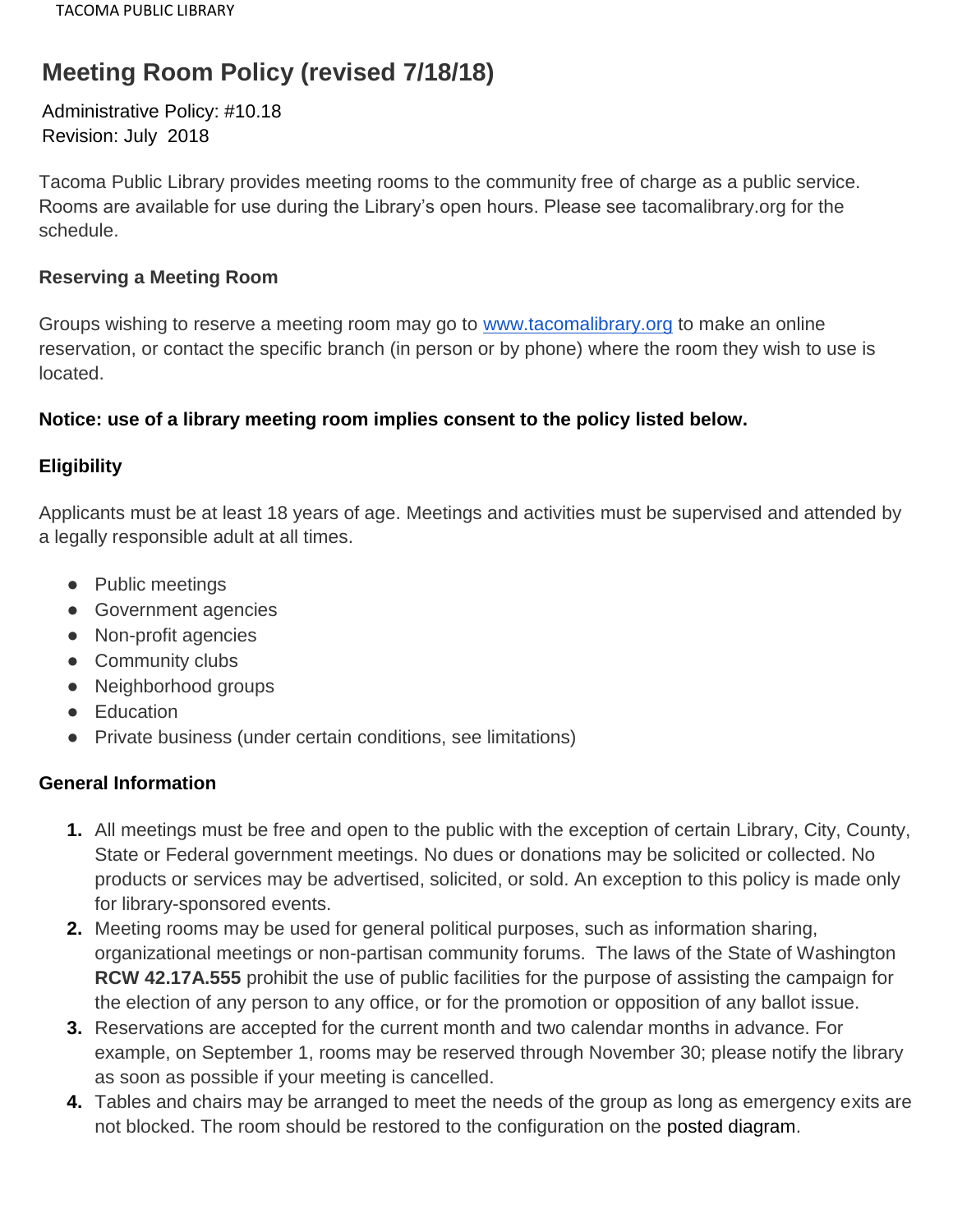# Meeting Room Policy (revised 7/18/18)

Administrative Policy: #10.18
Revision: July 2018

Tacoma Public Library provides meeting rooms to the community free of charge as a public service. Rooms are available for use during the Library's open hours. Please see tacomalibrary.org for the schedule.

## Reserving a Meeting Room

Groups wishing to reserve a meeting room may go to [www.tacomalibrary.org](http://www.tacomalibrary.org) to make an online reservation, or contact the specific branch (in person or by phone) where the room they wish to use is located.

**Notice: use of a library meeting room implies consent to the policy listed below.**

## Eligibility

Applicants must be at least 18 years of age. Meetings and activities must be supervised and attended by a legally responsible adult at all times.

- Public meetings
- Government agencies
- Non-profit agencies
- Community clubs
- Neighborhood groups
- Education
- Private business (under certain conditions, see limitations)

## General Information

1. All meetings must be free and open to the public with the exception of certain Library, City, County, State or Federal government meetings. No dues or donations may be solicited or collected. No products or services may be advertised, solicited, or sold. An exception to this policy is made only for library-sponsored events.
2. Meeting rooms may be used for general political purposes, such as information sharing, organizational meetings or non-partisan community forums. The laws of the State of Washington **RCW 42.17A.555** prohibit the use of public facilities for the purpose of assisting the campaign for the election of any person to any office, or for the promotion or opposition of any ballot issue.
3. Reservations are accepted for the current month and two calendar months in advance. For example, on September 1, rooms may be reserved through November 30; please notify the library as soon as possible if your meeting is cancelled.
4. Tables and chairs may be arranged to meet the needs of the group as long as emergency exits are not blocked. The room should be restored to the configuration on the posted diagram.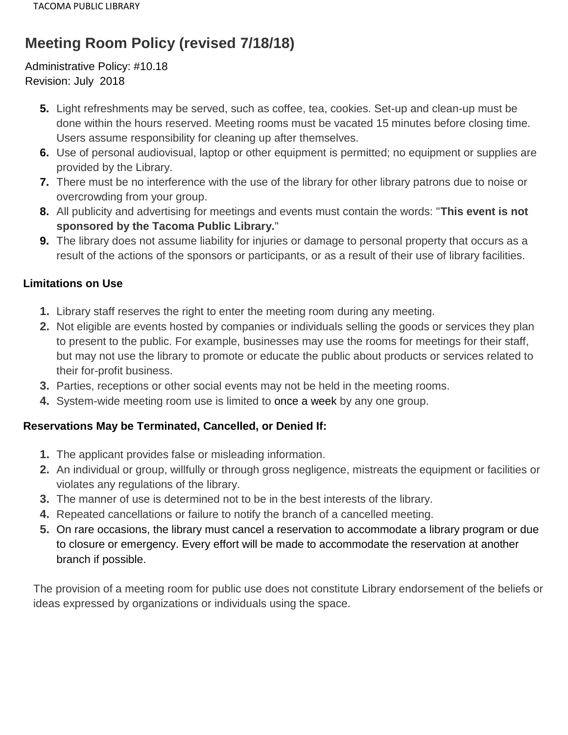# Meeting Room Policy (revised 7/18/18)

Administrative Policy: #10.18
Revision: July 2018

5. Light refreshments may be served, such as coffee, tea, cookies. Set-up and clean-up must be done within the hours reserved. Meeting rooms must be vacated 15 minutes before closing time. Users assume responsibility for cleaning up after themselves.
6. Use of personal audiovisual, laptop or other equipment is permitted; no equipment or supplies are provided by the Library.
7. There must be no interference with the use of the library for other library patrons due to noise or overcrowding from your group.
8. All publicity and advertising for meetings and events must contain the words: "**This event is not sponsored by the Tacoma Public Library.**"
9. The library does not assume liability for injuries or damage to personal property that occurs as a result of the actions of the sponsors or participants, or as a result of their use of library facilities.

**Limitations on Use**

1. Library staff reserves the right to enter the meeting room during any meeting.
2. Not eligible are events hosted by companies or individuals selling the goods or services they plan to present to the public. For example, businesses may use the rooms for meetings for their staff, but may not use the library to promote or educate the public about products or services related to their for-profit business.
3. Parties, receptions or other social events may not be held in the meeting rooms.
4. System-wide meeting room use is limited to once a week by any one group.

**Reservations May be Terminated, Cancelled, or Denied If:**

1. The applicant provides false or misleading information.
2. An individual or group, willfully or through gross negligence, mistreats the equipment or facilities or violates any regulations of the library.
3. The manner of use is determined not to be in the best interests of the library.
4. Repeated cancellations or failure to notify the branch of a cancelled meeting.
5. On rare occasions, the library must cancel a reservation to accommodate a library program or due to closure or emergency. Every effort will be made to accommodate the reservation at another branch if possible.

The provision of a meeting room for public use does not constitute Library endorsement of the beliefs or ideas expressed by organizations or individuals using the space.